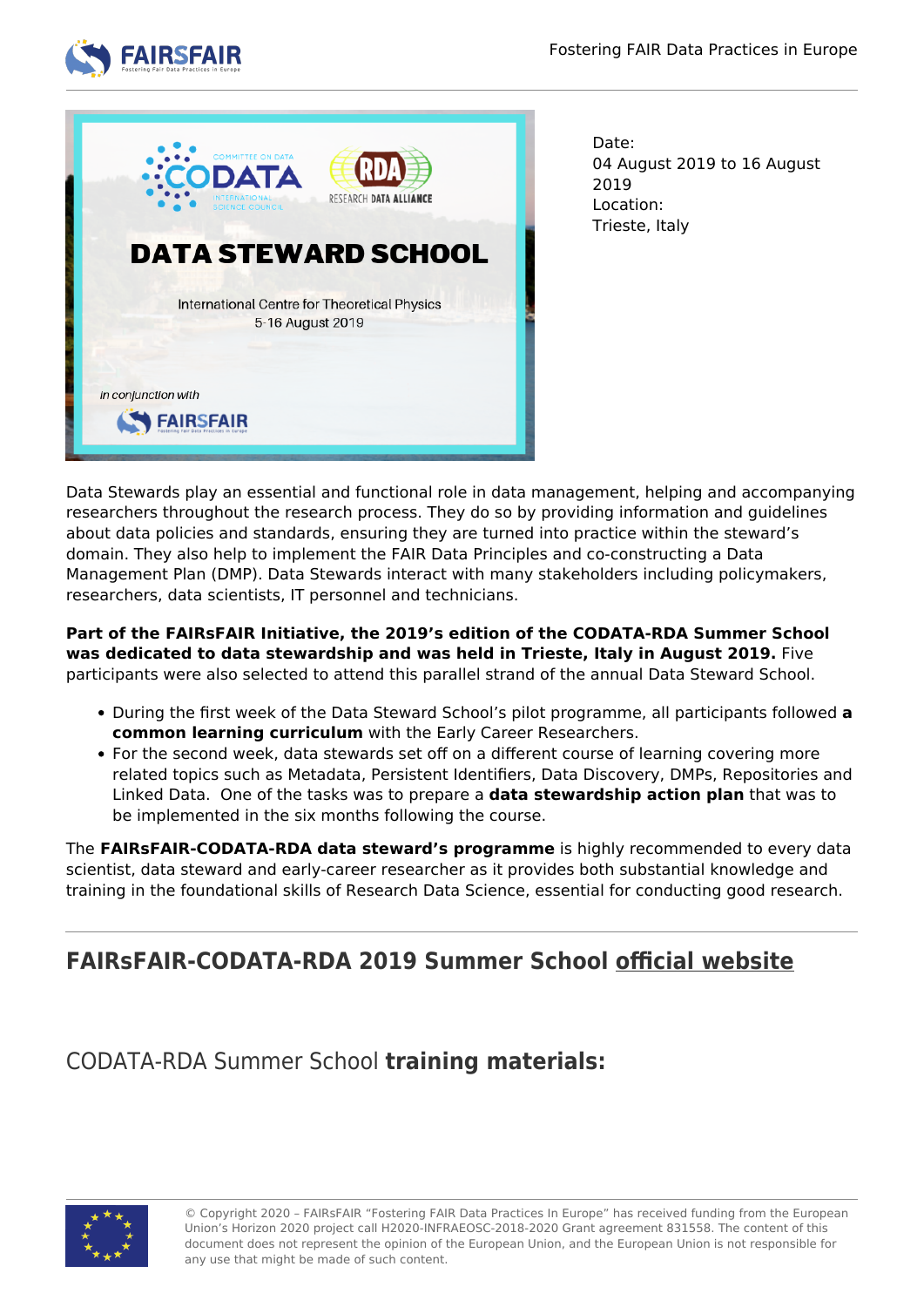Date:
04 August 2019 to 16 August 2019
Location:
Trieste, Italy

Data Stewards play an essential and functional role in data management, helping and accompanying researchers throughout the research process. They do so by providing information and guidelines about data policies and standards, ensuring they are turned into practice within the steward's domain. They also help to implement the FAIR Data Principles and co-constructing a Data Management Plan (DMP). Data Stewards interact with many stakeholders including policymakers, researchers, data scientists, IT personnel and technicians.

**Part of the FAIRsFAIR Initiative, the 2019's edition of the CODATA-RDA Summer School was dedicated to data stewardship and was held in Trieste, Italy in August 2019.** Five participants were also selected to attend this parallel strand of the annual Data Steward School.

- During the first week of the Data Steward School's pilot programme, all participants followed **a common learning curriculum** with the Early Career Researchers.
- For the second week, data stewards set off on a different course of learning covering more related topics such as Metadata, Persistent Identifiers, Data Discovery, DMPs, Repositories and Linked Data. One of the tasks was to prepare a **data stewardship action plan** that was to be implemented in the six months following the course.

The **FAIRsFAIR-CODATA-RDA data steward's programme** is highly recommended to every data scientist, data steward and early-career researcher as it provides both substantial knowledge and training in the foundational skills of Research Data Science, essential for conducting good research.

## FAIRsFAIR-CODATA-RDA 2019 Summer School official website

## CODATA-RDA Summer School **training materials:**

© Copyright 2020 – FAIRsFAIR "Fostering FAIR Data Practices In Europe" has received funding from the European Union's Horizon 2020 project call H2020-INFRAEOSC-2018-2020 Grant agreement 831558. The content of this document does not represent the opinion of the European Union, and the European Union is not responsible for any use that might be made of such content.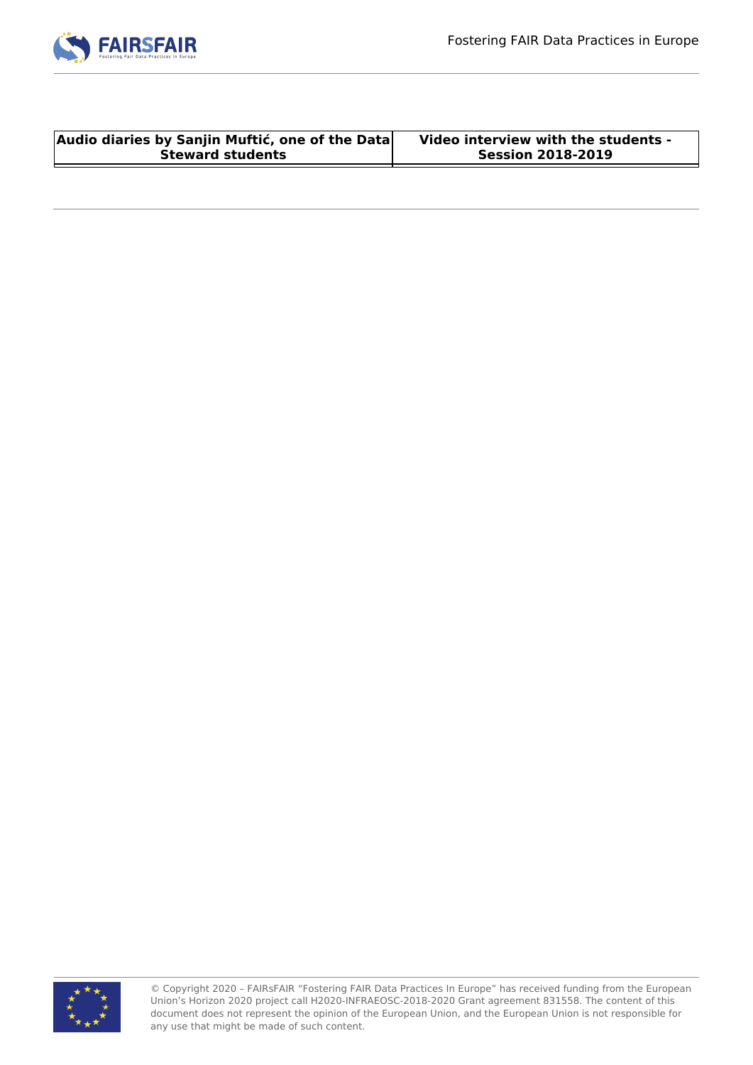| Audio diaries by Sanjin Muftić, one of the Data Steward students | Video interview with the students - Session 2018-2019 |
|---|---|